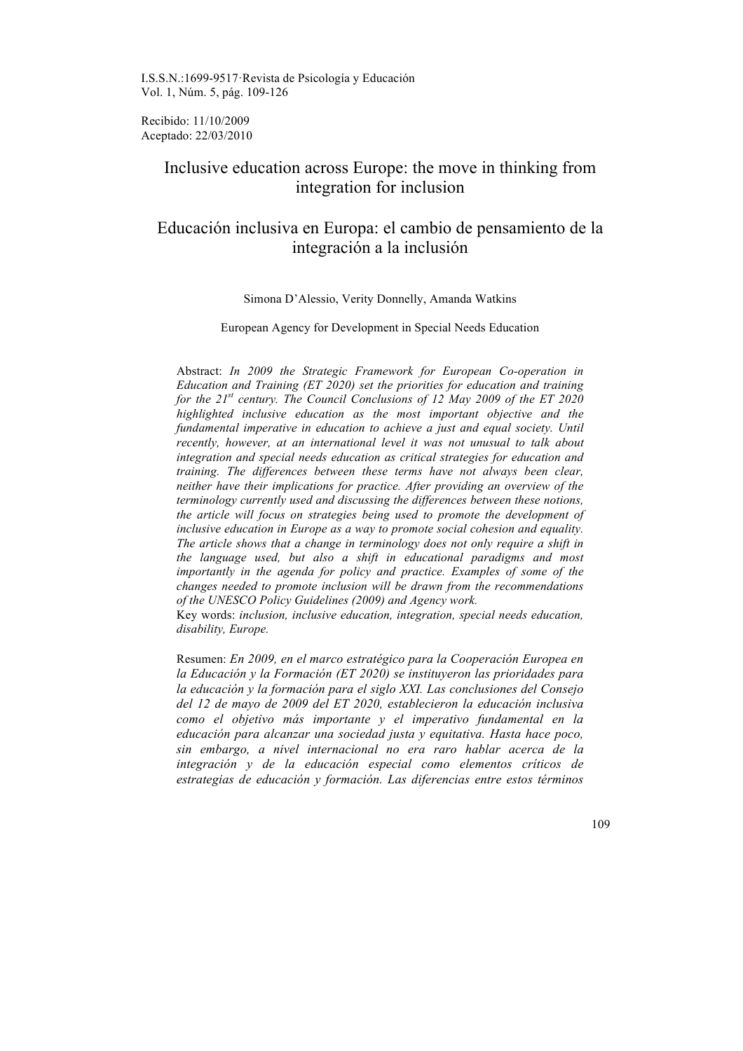I.S.S.N.:1699-9517·Revista de Psicología y Educación
Vol. 1, Núm. 5, pág. 109-126

Recibido: 11/10/2009
Aceptado: 22/03/2010

# Inclusive education across Europe: the move in thinking from integration for inclusion

# Educación inclusiva en Europa: el cambio de pensamiento de la integración a la inclusión

Simona D'Alessio, Verity Donnelly, Amanda Watkins

European Agency for Development in Special Needs Education

Abstract: *In 2009 the Strategic Framework for European Co-operation in Education and Training (ET 2020) set the priorities for education and training for the 21st century. The Council Conclusions of 12 May 2009 of the ET 2020 highlighted inclusive education as the most important objective and the fundamental imperative in education to achieve a just and equal society. Until recently, however, at an international level it was not unusual to talk about integration and special needs education as critical strategies for education and training. The differences between these terms have not always been clear, neither have their implications for practice. After providing an overview of the terminology currently used and discussing the differences between these notions, the article will focus on strategies being used to promote the development of inclusive education in Europe as a way to promote social cohesion and equality. The article shows that a change in terminology does not only require a shift in the language used, but also a shift in educational paradigms and most importantly in the agenda for policy and practice. Examples of some of the changes needed to promote inclusion will be drawn from the recommendations of the UNESCO Policy Guidelines (2009) and Agency work.*

Key words: *inclusion, inclusive education, integration, special needs education, disability, Europe.*

Resumen: *En 2009, en el marco estratégico para la Cooperación Europea en la Educación y la Formación (ET 2020) se instituyeron las prioridades para la educación y la formación para el siglo XXI. Las conclusiones del Consejo del 12 de mayo de 2009 del ET 2020, establecieron la educación inclusiva como el objetivo más importante y el imperativo fundamental en la educación para alcanzar una sociedad justa y equitativa. Hasta hace poco, sin embargo, a nivel internacional no era raro hablar acerca de la integración y de la educación especial como elementos críticos de estrategias de educación y formación. Las diferencias entre estos términos*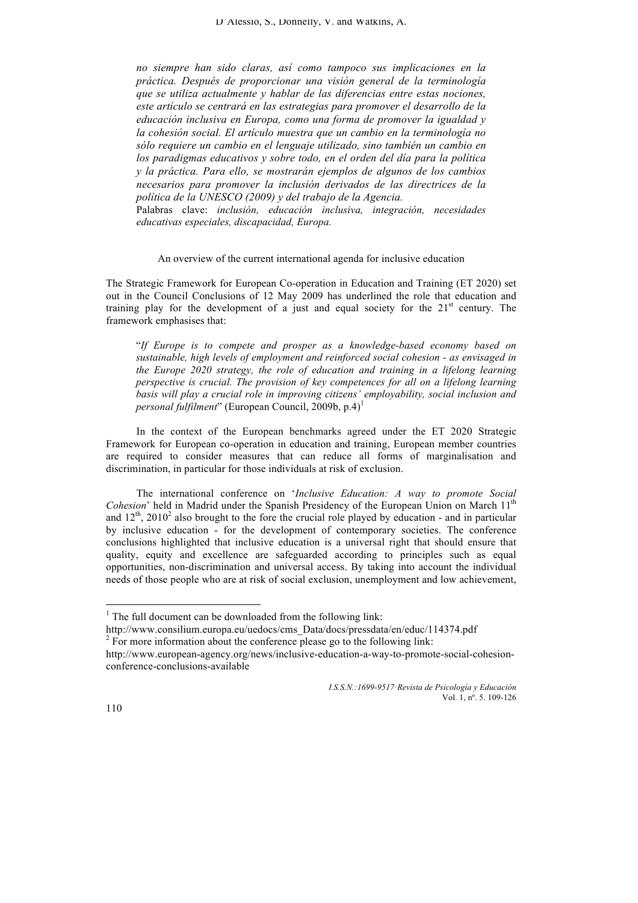*no siempre han sido claras, así como tampoco sus implicaciones en la práctica. Después de proporcionar una visión general de la terminología que se utiliza actualmente y hablar de las diferencias entre estas nociones, este artículo se centrará en las estrategias para promover el desarrollo de la educación inclusiva en Europa, como una forma de promover la igualdad y la cohesión social. El artículo muestra que un cambio en la terminología no sólo requiere un cambio en el lenguaje utilizado, sino también un cambio en los paradigmas educativos y sobre todo, en el orden del día para la política y la práctica. Para ello, se mostrarán ejemplos de algunos de los cambios necesarios para promover la inclusión derivados de las directrices de la política de la UNESCO (2009) y del trabajo de la Agencia.*

Palabras clave: *inclusión, educación inclusiva, integración, necesidades educativas especiales, discapacidad, Europa.*

## An overview of the current international agenda for inclusive education

The Strategic Framework for European Co-operation in Education and Training (ET 2020) set out in the Council Conclusions of 12 May 2009 has underlined the role that education and training play for the development of a just and equal society for the 21st century. The framework emphasises that:

> "*If Europe is to compete and prosper as a knowledge-based economy based on sustainable, high levels of employment and reinforced social cohesion - as envisaged in the Europe 2020 strategy, the role of education and training in a lifelong learning perspective is crucial. The provision of key competences for all on a lifelong learning basis will play a crucial role in improving citizens' employability, social inclusion and personal fulfilment*" (European Council, 2009b, p.4)[1]

In the context of the European benchmarks agreed under the ET 2020 Strategic Framework for European co-operation in education and training, European member countries are required to consider measures that can reduce all forms of marginalisation and discrimination, in particular for those individuals at risk of exclusion.

The international conference on '*Inclusive Education: A way to promote Social Cohesion*' held in Madrid under the Spanish Presidency of the European Union on March 11th and 12th, 2010[2] also brought to the fore the crucial role played by education - and in particular by inclusive education - for the development of contemporary societies. The conference conclusions highlighted that inclusive education is a universal right that should ensure that quality, equity and excellence are safeguarded according to principles such as equal opportunities, non-discrimination and universal access. By taking into account the individual needs of those people who are at risk of social exclusion, unemployment and low achievement,

---

[1] The full document can be downloaded from the following link: http://www.consilium.europa.eu/uedocs/cms_Data/docs/pressdata/en/educ/114374.pdf

[2] For more information about the conference please go to the following link: http://www.european-agency.org/news/inclusive-education-a-way-to-promote-social-cohesion-conference-conclusions-available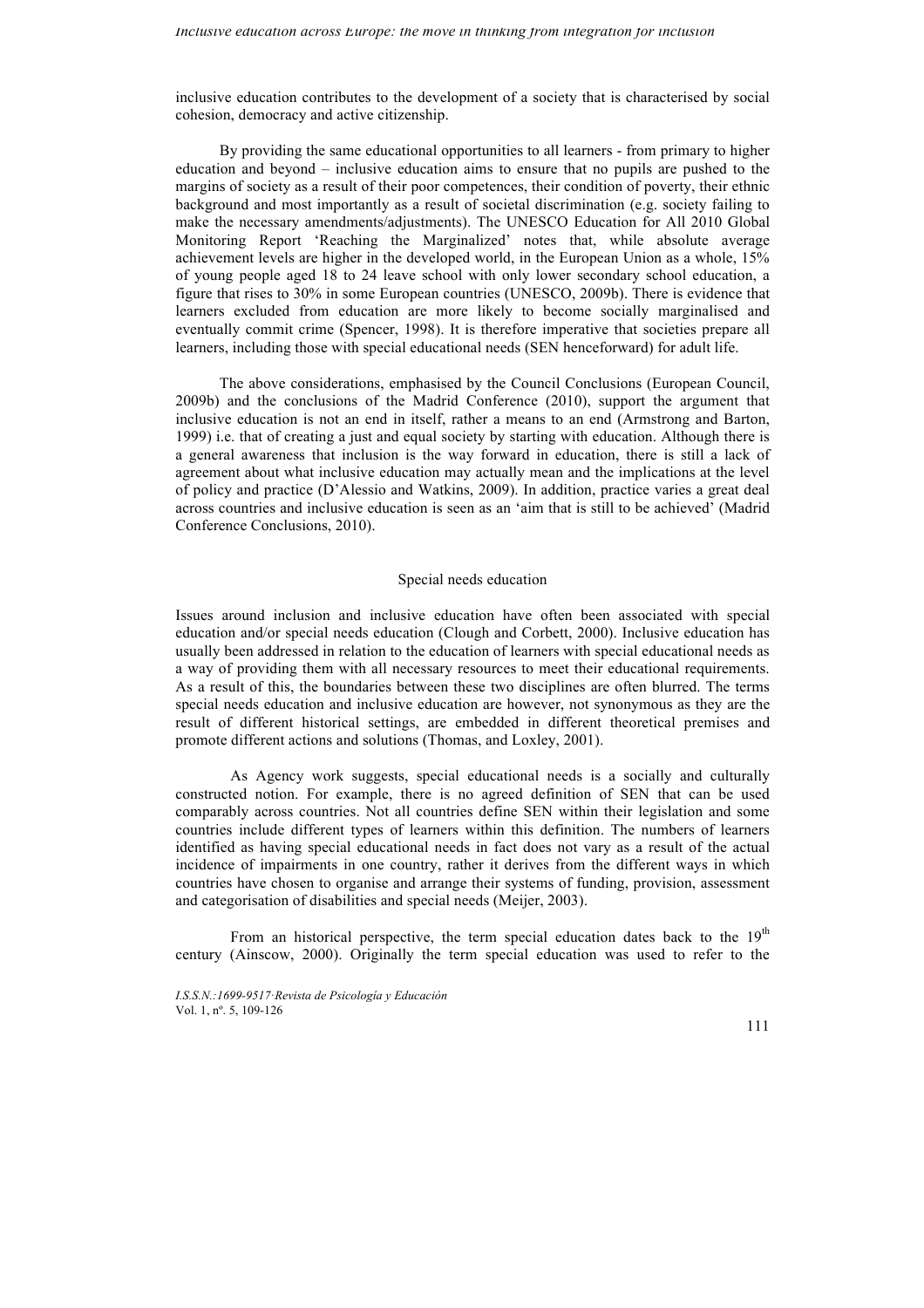inclusive education contributes to the development of a society that is characterised by social cohesion, democracy and active citizenship.

By providing the same educational opportunities to all learners - from primary to higher education and beyond – inclusive education aims to ensure that no pupils are pushed to the margins of society as a result of their poor competences, their condition of poverty, their ethnic background and most importantly as a result of societal discrimination (e.g. society failing to make the necessary amendments/adjustments). The UNESCO Education for All 2010 Global Monitoring Report 'Reaching the Marginalized' notes that, while absolute average achievement levels are higher in the developed world, in the European Union as a whole, 15% of young people aged 18 to 24 leave school with only lower secondary school education, a figure that rises to 30% in some European countries (UNESCO, 2009b). There is evidence that learners excluded from education are more likely to become socially marginalised and eventually commit crime (Spencer, 1998). It is therefore imperative that societies prepare all learners, including those with special educational needs (SEN henceforward) for adult life.

The above considerations, emphasised by the Council Conclusions (European Council, 2009b) and the conclusions of the Madrid Conference (2010), support the argument that inclusive education is not an end in itself, rather a means to an end (Armstrong and Barton, 1999) i.e. that of creating a just and equal society by starting with education. Although there is a general awareness that inclusion is the way forward in education, there is still a lack of agreement about what inclusive education may actually mean and the implications at the level of policy and practice (D'Alessio and Watkins, 2009). In addition, practice varies a great deal across countries and inclusive education is seen as an 'aim that is still to be achieved' (Madrid Conference Conclusions, 2010).

## Special needs education

Issues around inclusion and inclusive education have often been associated with special education and/or special needs education (Clough and Corbett, 2000). Inclusive education has usually been addressed in relation to the education of learners with special educational needs as a way of providing them with all necessary resources to meet their educational requirements. As a result of this, the boundaries between these two disciplines are often blurred. The terms special needs education and inclusive education are however, not synonymous as they are the result of different historical settings, are embedded in different theoretical premises and promote different actions and solutions (Thomas, and Loxley, 2001).

As Agency work suggests, special educational needs is a socially and culturally constructed notion. For example, there is no agreed definition of SEN that can be used comparably across countries. Not all countries define SEN within their legislation and some countries include different types of learners within this definition. The numbers of learners identified as having special educational needs in fact does not vary as a result of the actual incidence of impairments in one country, rather it derives from the different ways in which countries have chosen to organise and arrange their systems of funding, provision, assessment and categorisation of disabilities and special needs (Meijer, 2003).

From an historical perspective, the term special education dates back to the 19th century (Ainscow, 2000). Originally the term special education was used to refer to the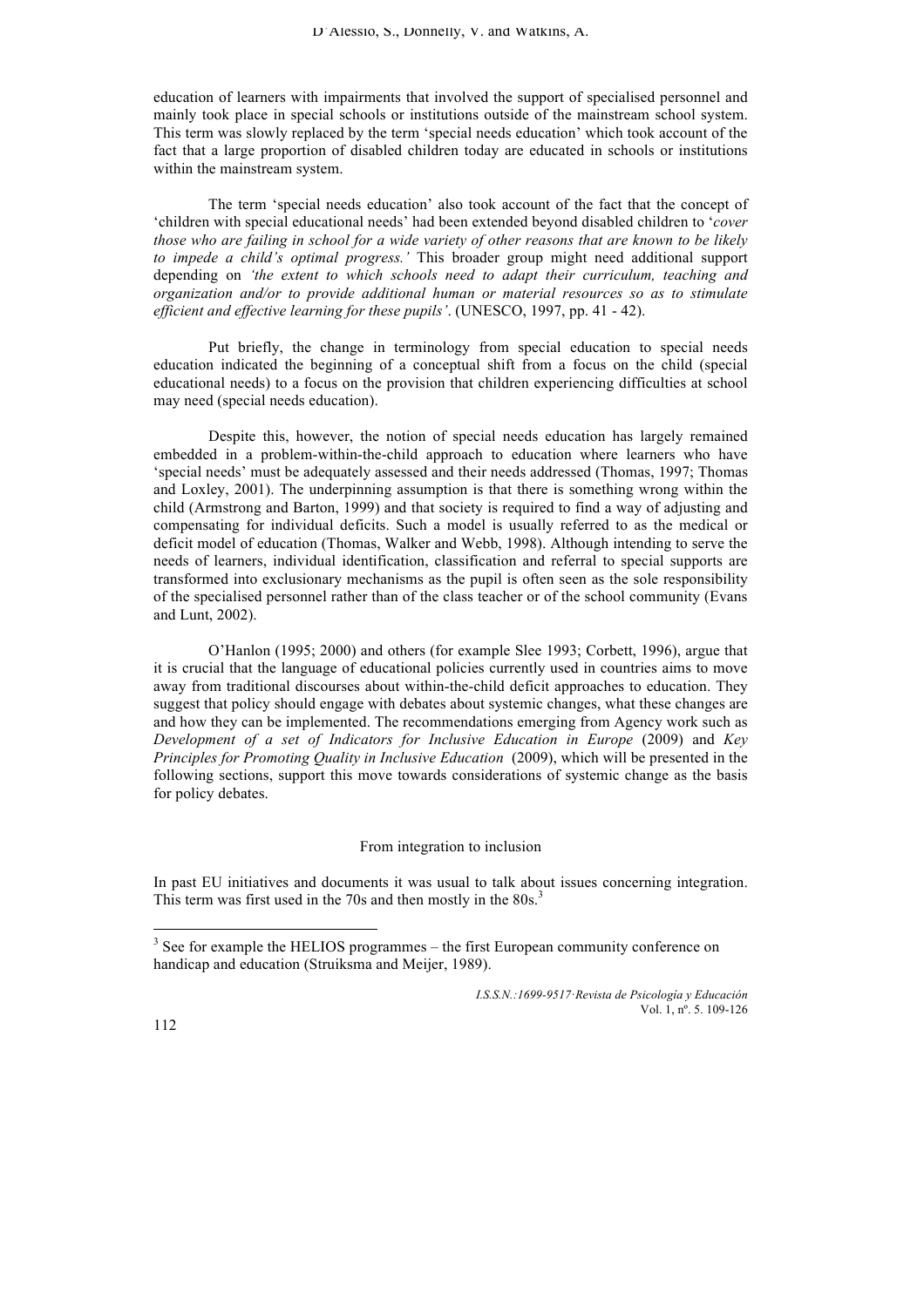education of learners with impairments that involved the support of specialised personnel and mainly took place in special schools or institutions outside of the mainstream school system. This term was slowly replaced by the term 'special needs education' which took account of the fact that a large proportion of disabled children today are educated in schools or institutions within the mainstream system.

The term 'special needs education' also took account of the fact that the concept of 'children with special educational needs' had been extended beyond disabled children to '*cover those who are failing in school for a wide variety of other reasons that are known to be likely to impede a child's optimal progress.'* This broader group might need additional support depending on *'the extent to which schools need to adapt their curriculum, teaching and organization and/or to provide additional human or material resources so as to stimulate efficient and effective learning for these pupils'*. (UNESCO, 1997, pp. 41 - 42).

Put briefly, the change in terminology from special education to special needs education indicated the beginning of a conceptual shift from a focus on the child (special educational needs) to a focus on the provision that children experiencing difficulties at school may need (special needs education).

Despite this, however, the notion of special needs education has largely remained embedded in a problem-within-the-child approach to education where learners who have 'special needs' must be adequately assessed and their needs addressed (Thomas, 1997; Thomas and Loxley, 2001). The underpinning assumption is that there is something wrong within the child (Armstrong and Barton, 1999) and that society is required to find a way of adjusting and compensating for individual deficits. Such a model is usually referred to as the medical or deficit model of education (Thomas, Walker and Webb, 1998). Although intending to serve the needs of learners, individual identification, classification and referral to special supports are transformed into exclusionary mechanisms as the pupil is often seen as the sole responsibility of the specialised personnel rather than of the class teacher or of the school community (Evans and Lunt, 2002).

O'Hanlon (1995; 2000) and others (for example Slee 1993; Corbett, 1996), argue that it is crucial that the language of educational policies currently used in countries aims to move away from traditional discourses about within-the-child deficit approaches to education. They suggest that policy should engage with debates about systemic changes, what these changes are and how they can be implemented. The recommendations emerging from Agency work such as *Development of a set of Indicators for Inclusive Education in Europe* (2009) and *Key Principles for Promoting Quality in Inclusive Education* (2009), which will be presented in the following sections, support this move towards considerations of systemic change as the basis for policy debates.

## From integration to inclusion

In past EU initiatives and documents it was usual to talk about issues concerning integration. This term was first used in the 70s and then mostly in the 80s.[3]

---

[3] See for example the HELIOS programmes – the first European community conference on handicap and education (Struiksma and Meijer, 1989).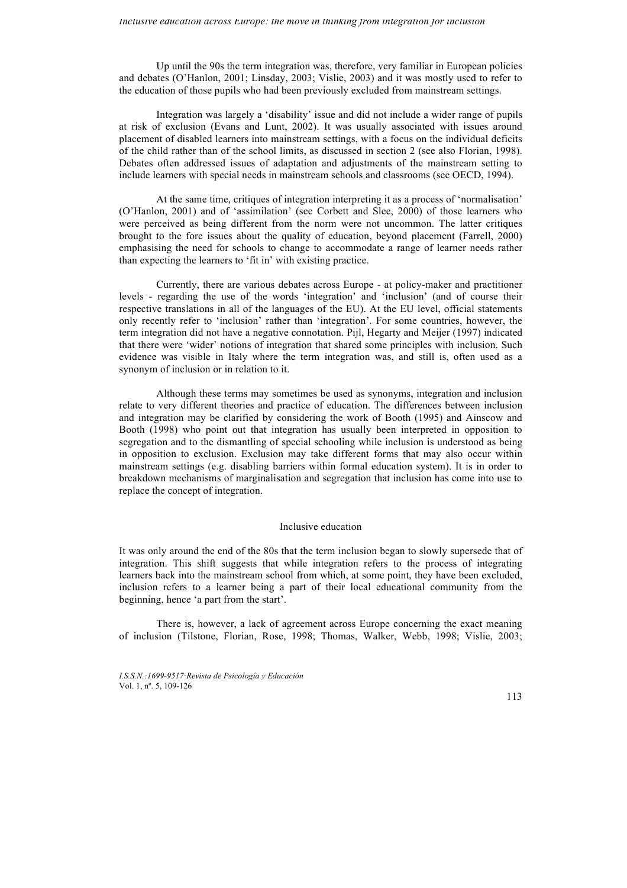Up until the 90s the term integration was, therefore, very familiar in European policies and debates (O'Hanlon, 2001; Linsday, 2003; Vislie, 2003) and it was mostly used to refer to the education of those pupils who had been previously excluded from mainstream settings.

Integration was largely a 'disability' issue and did not include a wider range of pupils at risk of exclusion (Evans and Lunt, 2002). It was usually associated with issues around placement of disabled learners into mainstream settings, with a focus on the individual deficits of the child rather than of the school limits, as discussed in section 2 (see also Florian, 1998). Debates often addressed issues of adaptation and adjustments of the mainstream setting to include learners with special needs in mainstream schools and classrooms (see OECD, 1994).

At the same time, critiques of integration interpreting it as a process of 'normalisation' (O'Hanlon, 2001) and of 'assimilation' (see Corbett and Slee, 2000) of those learners who were perceived as being different from the norm were not uncommon. The latter critiques brought to the fore issues about the quality of education, beyond placement (Farrell, 2000) emphasising the need for schools to change to accommodate a range of learner needs rather than expecting the learners to 'fit in' with existing practice.

Currently, there are various debates across Europe - at policy-maker and practitioner levels - regarding the use of the words 'integration' and 'inclusion' (and of course their respective translations in all of the languages of the EU). At the EU level, official statements only recently refer to 'inclusion' rather than 'integration'. For some countries, however, the term integration did not have a negative connotation. Pijl, Hegarty and Meijer (1997) indicated that there were 'wider' notions of integration that shared some principles with inclusion. Such evidence was visible in Italy where the term integration was, and still is, often used as a synonym of inclusion or in relation to it.

Although these terms may sometimes be used as synonyms, integration and inclusion relate to very different theories and practice of education. The differences between inclusion and integration may be clarified by considering the work of Booth (1995) and Ainscow and Booth (1998) who point out that integration has usually been interpreted in opposition to segregation and to the dismantling of special schooling while inclusion is understood as being in opposition to exclusion. Exclusion may take different forms that may also occur within mainstream settings (e.g. disabling barriers within formal education system). It is in order to breakdown mechanisms of marginalisation and segregation that inclusion has come into use to replace the concept of integration.

## Inclusive education

It was only around the end of the 80s that the term inclusion began to slowly supersede that of integration. This shift suggests that while integration refers to the process of integrating learners back into the mainstream school from which, at some point, they have been excluded, inclusion refers to a learner being a part of their local educational community from the beginning, hence 'a part from the start'.

There is, however, a lack of agreement across Europe concerning the exact meaning of inclusion (Tilstone, Florian, Rose, 1998; Thomas, Walker, Webb, 1998; Vislie, 2003;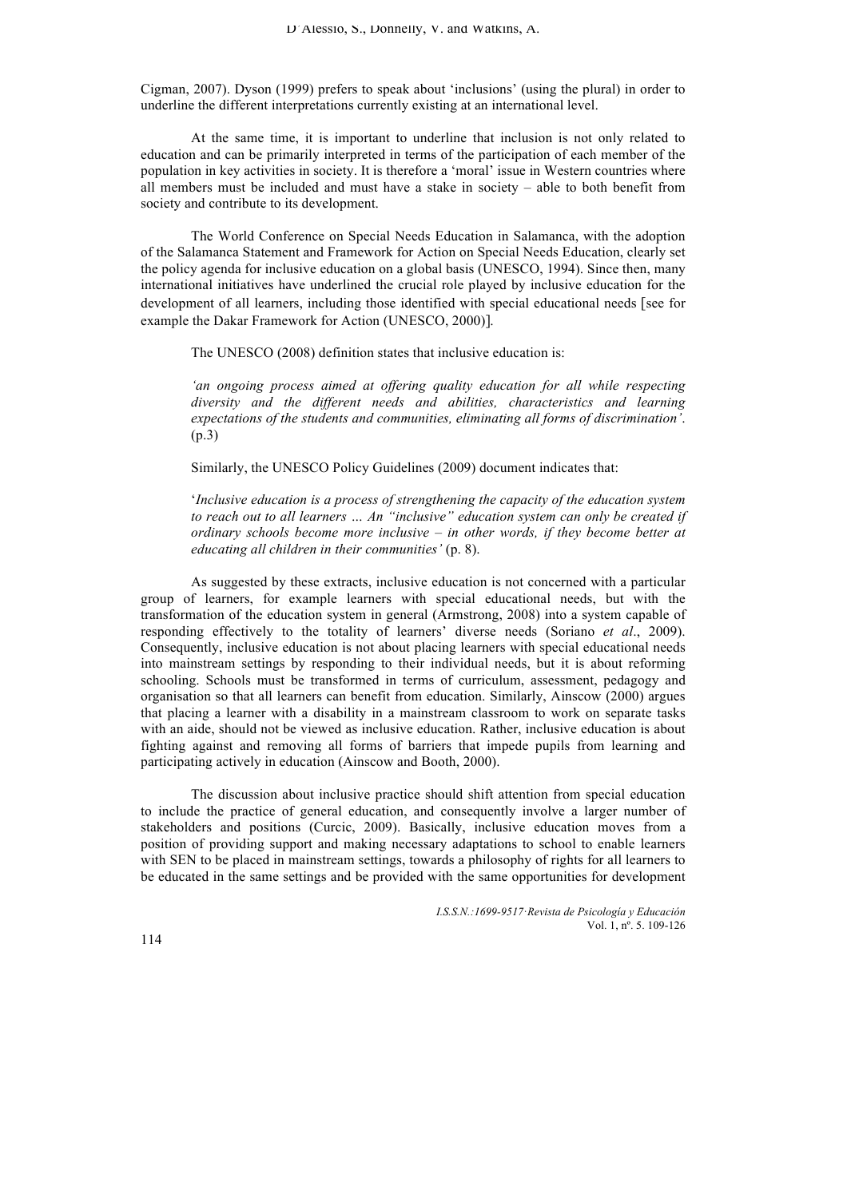Cigman, 2007). Dyson (1999) prefers to speak about 'inclusions' (using the plural) in order to underline the different interpretations currently existing at an international level.

At the same time, it is important to underline that inclusion is not only related to education and can be primarily interpreted in terms of the participation of each member of the population in key activities in society. It is therefore a 'moral' issue in Western countries where all members must be included and must have a stake in society – able to both benefit from society and contribute to its development.

The World Conference on Special Needs Education in Salamanca, with the adoption of the Salamanca Statement and Framework for Action on Special Needs Education, clearly set the policy agenda for inclusive education on a global basis (UNESCO, 1994). Since then, many international initiatives have underlined the crucial role played by inclusive education for the development of all learners, including those identified with special educational needs [see for example the Dakar Framework for Action (UNESCO, 2000)].

The UNESCO (2008) definition states that inclusive education is:

*'an ongoing process aimed at offering quality education for all while respecting diversity and the different needs and abilities, characteristics and learning expectations of the students and communities, eliminating all forms of discrimination'*. (p.3)

Similarly, the UNESCO Policy Guidelines (2009) document indicates that:

'*Inclusive education is a process of strengthening the capacity of the education system to reach out to all learners … An "inclusive" education system can only be created if ordinary schools become more inclusive – in other words, if they become better at educating all children in their communities'* (p. 8).

As suggested by these extracts, inclusive education is not concerned with a particular group of learners, for example learners with special educational needs, but with the transformation of the education system in general (Armstrong, 2008) into a system capable of responding effectively to the totality of learners' diverse needs (Soriano *et al*., 2009). Consequently, inclusive education is not about placing learners with special educational needs into mainstream settings by responding to their individual needs, but it is about reforming schooling. Schools must be transformed in terms of curriculum, assessment, pedagogy and organisation so that all learners can benefit from education. Similarly, Ainscow (2000) argues that placing a learner with a disability in a mainstream classroom to work on separate tasks with an aide, should not be viewed as inclusive education. Rather, inclusive education is about fighting against and removing all forms of barriers that impede pupils from learning and participating actively in education (Ainscow and Booth, 2000).

The discussion about inclusive practice should shift attention from special education to include the practice of general education, and consequently involve a larger number of stakeholders and positions (Curcic, 2009). Basically, inclusive education moves from a position of providing support and making necessary adaptations to school to enable learners with SEN to be placed in mainstream settings, towards a philosophy of rights for all learners to be educated in the same settings and be provided with the same opportunities for development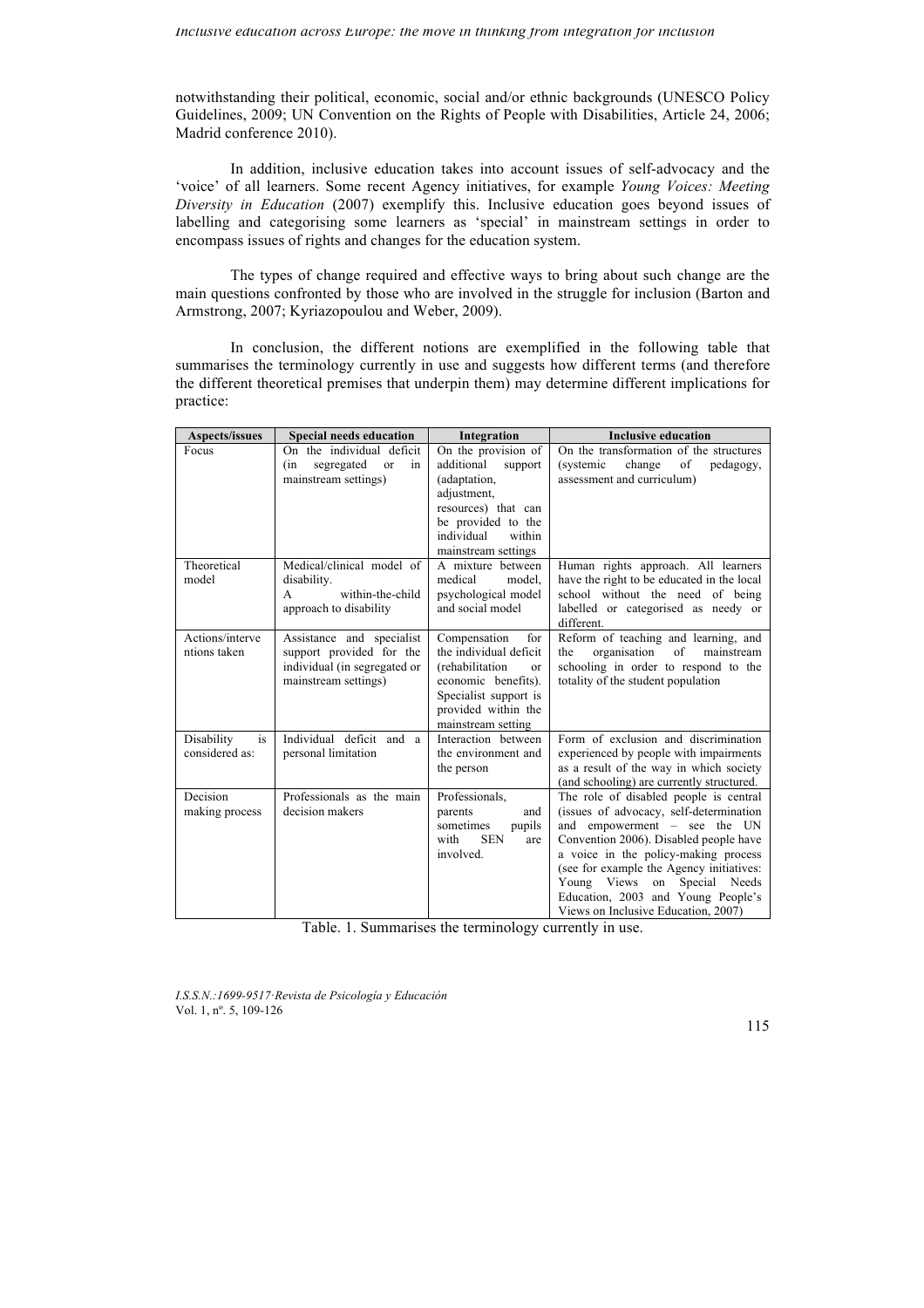notwithstanding their political, economic, social and/or ethnic backgrounds (UNESCO Policy Guidelines, 2009; UN Convention on the Rights of People with Disabilities, Article 24, 2006; Madrid conference 2010).

In addition, inclusive education takes into account issues of self-advocacy and the 'voice' of all learners. Some recent Agency initiatives, for example *Young Voices: Meeting Diversity in Education* (2007) exemplify this. Inclusive education goes beyond issues of labelling and categorising some learners as 'special' in mainstream settings in order to encompass issues of rights and changes for the education system.

The types of change required and effective ways to bring about such change are the main questions confronted by those who are involved in the struggle for inclusion (Barton and Armstrong, 2007; Kyriazopoulou and Weber, 2009).

In conclusion, the different notions are exemplified in the following table that summarises the terminology currently in use and suggests how different terms (and therefore the different theoretical premises that underpin them) may determine different implications for practice:

| Aspects/issues | Special needs education | Integration | Inclusive education |
|---|---|---|---|
| Focus | On the individual deficit (in segregated or in mainstream settings) | On the provision of additional support (adaptation, adjustment, resources) that can be provided to the individual within mainstream settings | On the transformation of the structures (systemic change of pedagogy, assessment and curriculum) |
| Theoretical model | Medical/clinical model of disability. A within-the-child approach to disability | A mixture between medical model, psychological model and social model | Human rights approach. All learners have the right to be educated in the local school without the need of being labelled or categorised as needy or different. |
| Actions/interventions taken | Assistance and specialist support provided for the individual (in segregated or mainstream settings) | Compensation for the individual deficit (rehabilitation or economic benefits). Specialist support is provided within the mainstream setting | Reform of teaching and learning, and the organisation of mainstream schooling in order to respond to the totality of the student population |
| Disability is considered as: | Individual deficit and a personal limitation | Interaction between the environment and the person | Form of exclusion and discrimination experienced by people with impairments as a result of the way in which society (and schooling) are currently structured. |
| Decision making process | Professionals as the main decision makers | Professionals, parents and sometimes pupils with SEN are involved. | The role of disabled people is central (issues of advocacy, self-determination and empowerment – see the UN Convention 2006). Disabled people have a voice in the policy-making process (see for example the Agency initiatives: Young Views on Special Needs Education, 2003 and Young People's Views on Inclusive Education, 2007) |

Table. 1. Summarises the terminology currently in use.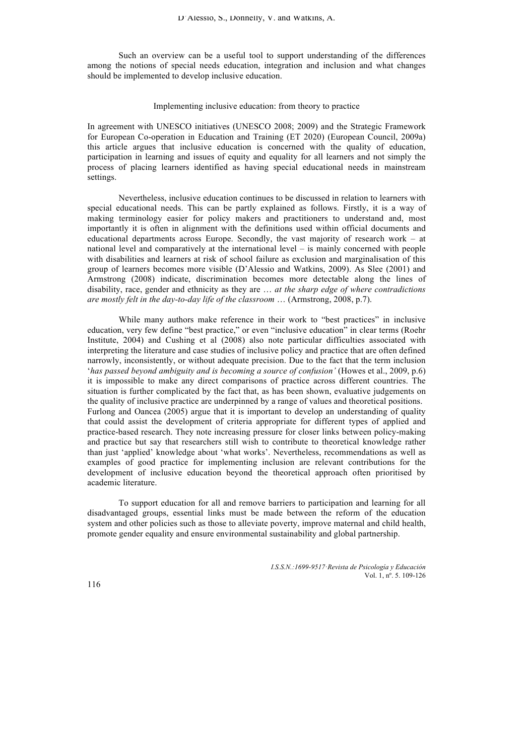Such an overview can be a useful tool to support understanding of the differences among the notions of special needs education, integration and inclusion and what changes should be implemented to develop inclusive education.

## Implementing inclusive education: from theory to practice

In agreement with UNESCO initiatives (UNESCO 2008; 2009) and the Strategic Framework for European Co-operation in Education and Training (ET 2020) (European Council, 2009a) this article argues that inclusive education is concerned with the quality of education, participation in learning and issues of equity and equality for all learners and not simply the process of placing learners identified as having special educational needs in mainstream settings.

Nevertheless, inclusive education continues to be discussed in relation to learners with special educational needs. This can be partly explained as follows. Firstly, it is a way of making terminology easier for policy makers and practitioners to understand and, most importantly it is often in alignment with the definitions used within official documents and educational departments across Europe. Secondly, the vast majority of research work – at national level and comparatively at the international level – is mainly concerned with people with disabilities and learners at risk of school failure as exclusion and marginalisation of this group of learners becomes more visible (D'Alessio and Watkins, 2009). As Slee (2001) and Armstrong (2008) indicate, discrimination becomes more detectable along the lines of disability, race, gender and ethnicity as they are … *at the sharp edge of where contradictions are mostly felt in the day-to-day life of the classroom* … (Armstrong, 2008, p.7).

While many authors make reference in their work to "best practices" in inclusive education, very few define "best practice," or even "inclusive education" in clear terms (Roehr Institute, 2004) and Cushing et al (2008) also note particular difficulties associated with interpreting the literature and case studies of inclusive policy and practice that are often defined narrowly, inconsistently, or without adequate precision. Due to the fact that the term inclusion '*has passed beyond ambiguity and is becoming a source of confusion'* (Howes et al., 2009, p.6) it is impossible to make any direct comparisons of practice across different countries. The situation is further complicated by the fact that, as has been shown, evaluative judgements on the quality of inclusive practice are underpinned by a range of values and theoretical positions. Furlong and Oancea (2005) argue that it is important to develop an understanding of quality that could assist the development of criteria appropriate for different types of applied and practice-based research. They note increasing pressure for closer links between policy-making and practice but say that researchers still wish to contribute to theoretical knowledge rather than just 'applied' knowledge about 'what works'. Nevertheless, recommendations as well as examples of good practice for implementing inclusion are relevant contributions for the development of inclusive education beyond the theoretical approach often prioritised by academic literature.

To support education for all and remove barriers to participation and learning for all disadvantaged groups, essential links must be made between the reform of the education system and other policies such as those to alleviate poverty, improve maternal and child health, promote gender equality and ensure environmental sustainability and global partnership.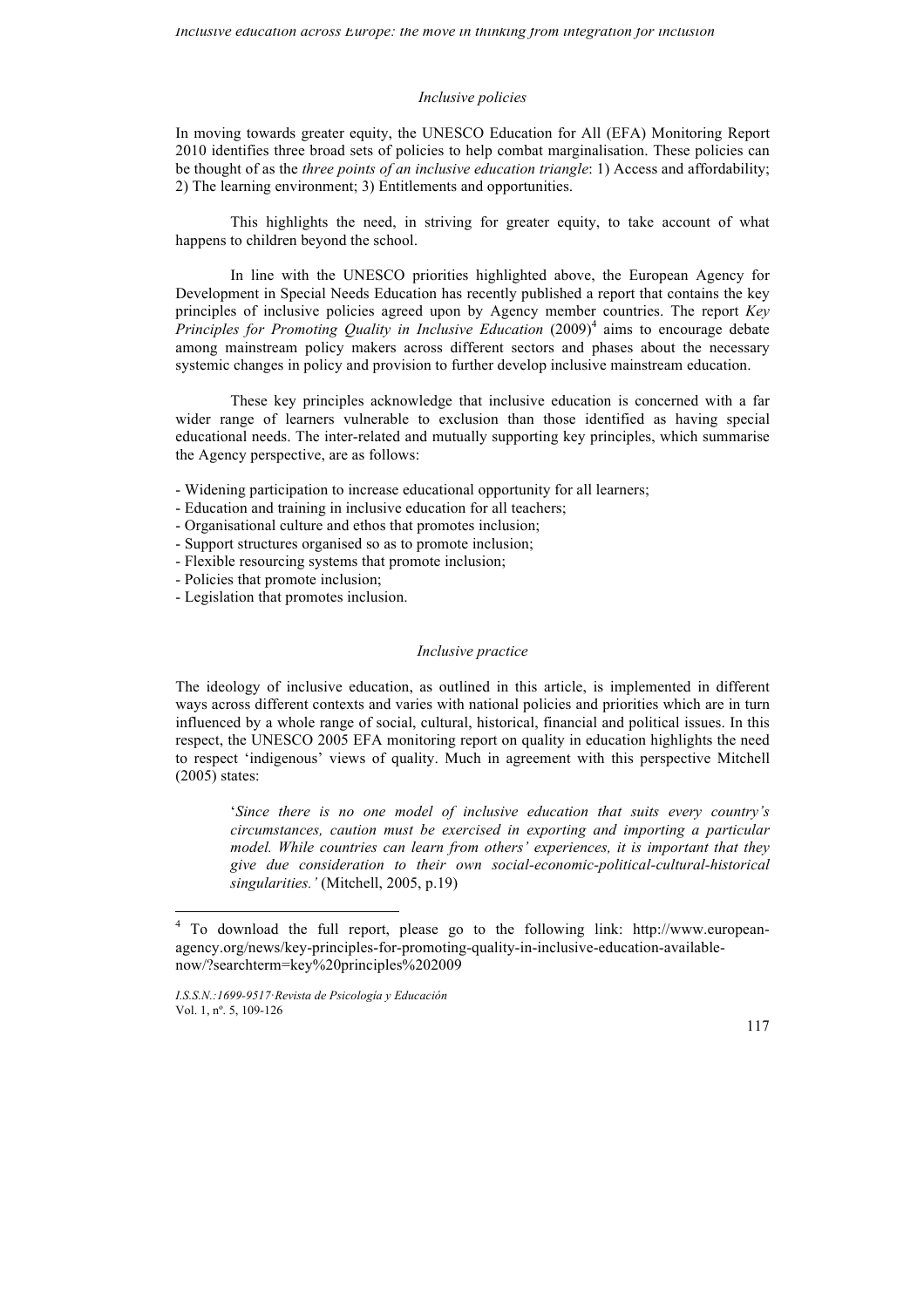### *Inclusive policies*

In moving towards greater equity, the UNESCO Education for All (EFA) Monitoring Report 2010 identifies three broad sets of policies to help combat marginalisation. These policies can be thought of as the *three points of an inclusive education triangle*: 1) Access and affordability; 2) The learning environment; 3) Entitlements and opportunities.

This highlights the need, in striving for greater equity, to take account of what happens to children beyond the school.

In line with the UNESCO priorities highlighted above, the European Agency for Development in Special Needs Education has recently published a report that contains the key principles of inclusive policies agreed upon by Agency member countries. The report *Key Principles for Promoting Quality in Inclusive Education* (2009)[4] aims to encourage debate among mainstream policy makers across different sectors and phases about the necessary systemic changes in policy and provision to further develop inclusive mainstream education.

These key principles acknowledge that inclusive education is concerned with a far wider range of learners vulnerable to exclusion than those identified as having special educational needs. The inter-related and mutually supporting key principles, which summarise the Agency perspective, are as follows:

- Widening participation to increase educational opportunity for all learners;
- Education and training in inclusive education for all teachers;
- Organisational culture and ethos that promotes inclusion;
- Support structures organised so as to promote inclusion;
- Flexible resourcing systems that promote inclusion;
- Policies that promote inclusion;
- Legislation that promotes inclusion.

### *Inclusive practice*

The ideology of inclusive education, as outlined in this article, is implemented in different ways across different contexts and varies with national policies and priorities which are in turn influenced by a whole range of social, cultural, historical, financial and political issues. In this respect, the UNESCO 2005 EFA monitoring report on quality in education highlights the need to respect 'indigenous' views of quality. Much in agreement with this perspective Mitchell (2005) states:

> '*Since there is no one model of inclusive education that suits every country's circumstances, caution must be exercised in exporting and importing a particular model. While countries can learn from others' experiences, it is important that they give due consideration to their own social-economic-political-cultural-historical singularities.'* (Mitchell, 2005, p.19)

---

[4] To download the full report, please go to the following link: http://www.european-agency.org/news/key-principles-for-promoting-quality-in-inclusive-education-available-now/?searchterm=key%20principles%202009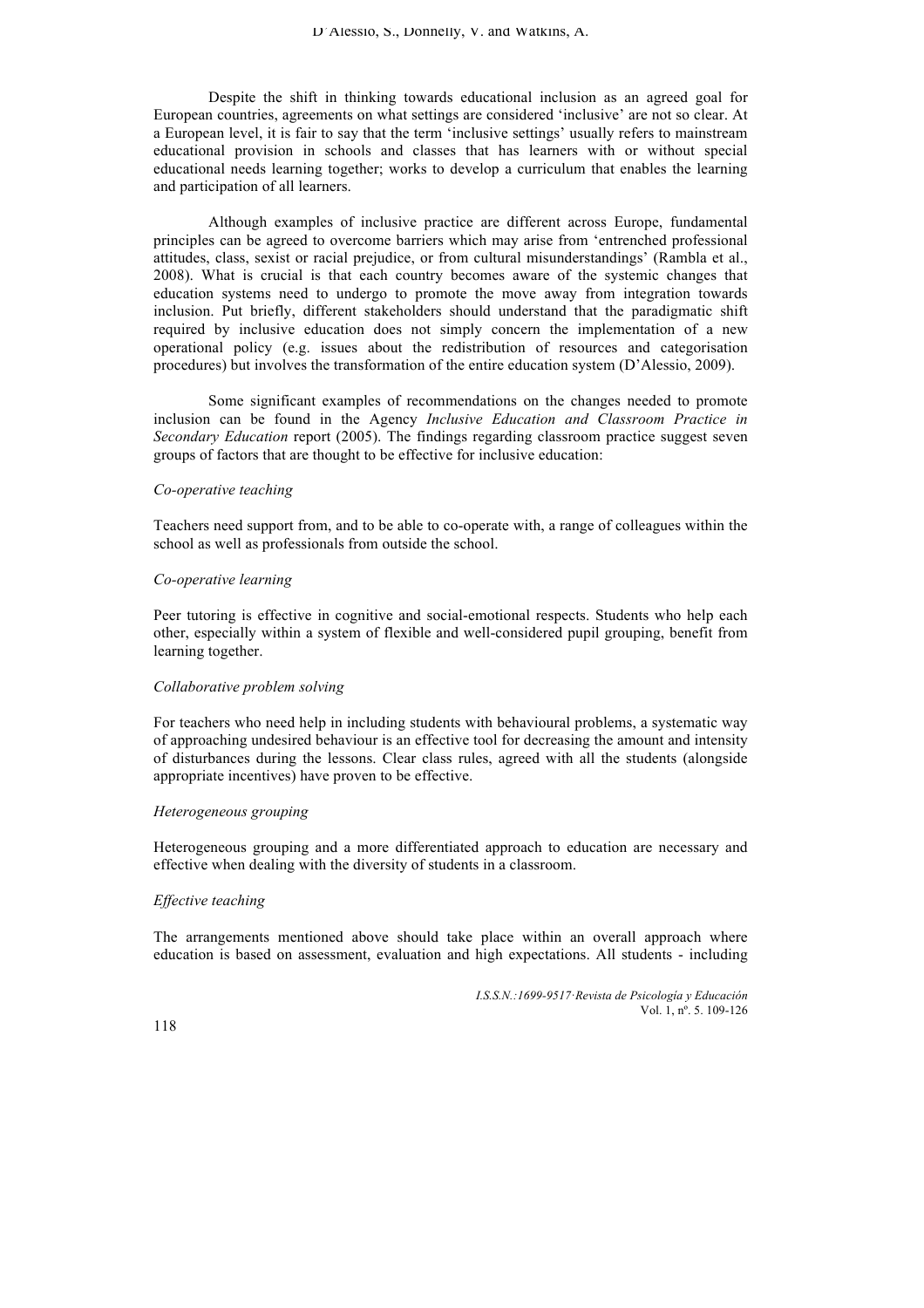Despite the shift in thinking towards educational inclusion as an agreed goal for European countries, agreements on what settings are considered 'inclusive' are not so clear. At a European level, it is fair to say that the term 'inclusive settings' usually refers to mainstream educational provision in schools and classes that has learners with or without special educational needs learning together; works to develop a curriculum that enables the learning and participation of all learners.

Although examples of inclusive practice are different across Europe, fundamental principles can be agreed to overcome barriers which may arise from 'entrenched professional attitudes, class, sexist or racial prejudice, or from cultural misunderstandings' (Rambla et al., 2008). What is crucial is that each country becomes aware of the systemic changes that education systems need to undergo to promote the move away from integration towards inclusion. Put briefly, different stakeholders should understand that the paradigmatic shift required by inclusive education does not simply concern the implementation of a new operational policy (e.g. issues about the redistribution of resources and categorisation procedures) but involves the transformation of the entire education system (D'Alessio, 2009).

Some significant examples of recommendations on the changes needed to promote inclusion can be found in the Agency *Inclusive Education and Classroom Practice in Secondary Education* report (2005). The findings regarding classroom practice suggest seven groups of factors that are thought to be effective for inclusive education:

*Co-operative teaching*

Teachers need support from, and to be able to co-operate with, a range of colleagues within the school as well as professionals from outside the school.

*Co-operative learning*

Peer tutoring is effective in cognitive and social-emotional respects. Students who help each other, especially within a system of flexible and well-considered pupil grouping, benefit from learning together.

*Collaborative problem solving*

For teachers who need help in including students with behavioural problems, a systematic way of approaching undesired behaviour is an effective tool for decreasing the amount and intensity of disturbances during the lessons. Clear class rules, agreed with all the students (alongside appropriate incentives) have proven to be effective.

*Heterogeneous grouping*

Heterogeneous grouping and a more differentiated approach to education are necessary and effective when dealing with the diversity of students in a classroom.

*Effective teaching*

The arrangements mentioned above should take place within an overall approach where education is based on assessment, evaluation and high expectations. All students - including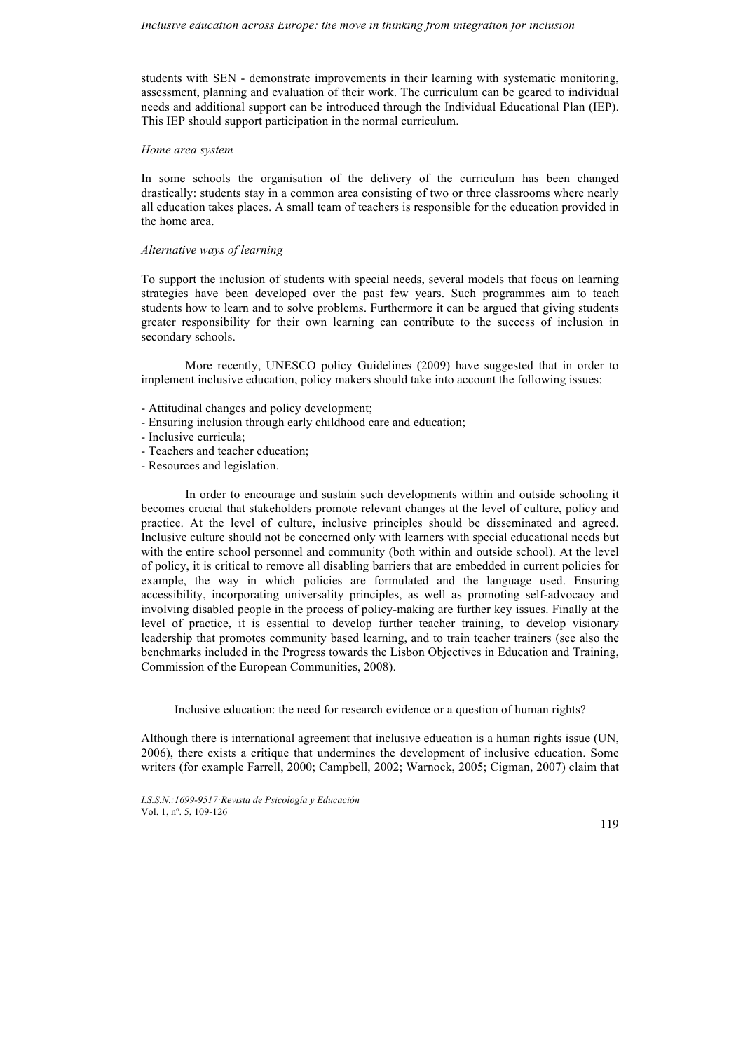students with SEN - demonstrate improvements in their learning with systematic monitoring, assessment, planning and evaluation of their work. The curriculum can be geared to individual needs and additional support can be introduced through the Individual Educational Plan (IEP). This IEP should support participation in the normal curriculum.

*Home area system*

In some schools the organisation of the delivery of the curriculum has been changed drastically: students stay in a common area consisting of two or three classrooms where nearly all education takes places. A small team of teachers is responsible for the education provided in the home area.

*Alternative ways of learning*

To support the inclusion of students with special needs, several models that focus on learning strategies have been developed over the past few years. Such programmes aim to teach students how to learn and to solve problems. Furthermore it can be argued that giving students greater responsibility for their own learning can contribute to the success of inclusion in secondary schools.

More recently, UNESCO policy Guidelines (2009) have suggested that in order to implement inclusive education, policy makers should take into account the following issues:

- Attitudinal changes and policy development;
- Ensuring inclusion through early childhood care and education;
- Inclusive curricula;
- Teachers and teacher education;
- Resources and legislation.

In order to encourage and sustain such developments within and outside schooling it becomes crucial that stakeholders promote relevant changes at the level of culture, policy and practice. At the level of culture, inclusive principles should be disseminated and agreed. Inclusive culture should not be concerned only with learners with special educational needs but with the entire school personnel and community (both within and outside school). At the level of policy, it is critical to remove all disabling barriers that are embedded in current policies for example, the way in which policies are formulated and the language used. Ensuring accessibility, incorporating universality principles, as well as promoting self-advocacy and involving disabled people in the process of policy-making are further key issues. Finally at the level of practice, it is essential to develop further teacher training, to develop visionary leadership that promotes community based learning, and to train teacher trainers (see also the benchmarks included in the Progress towards the Lisbon Objectives in Education and Training, Commission of the European Communities, 2008).

## Inclusive education: the need for research evidence or a question of human rights?

Although there is international agreement that inclusive education is a human rights issue (UN, 2006), there exists a critique that undermines the development of inclusive education. Some writers (for example Farrell, 2000; Campbell, 2002; Warnock, 2005; Cigman, 2007) claim that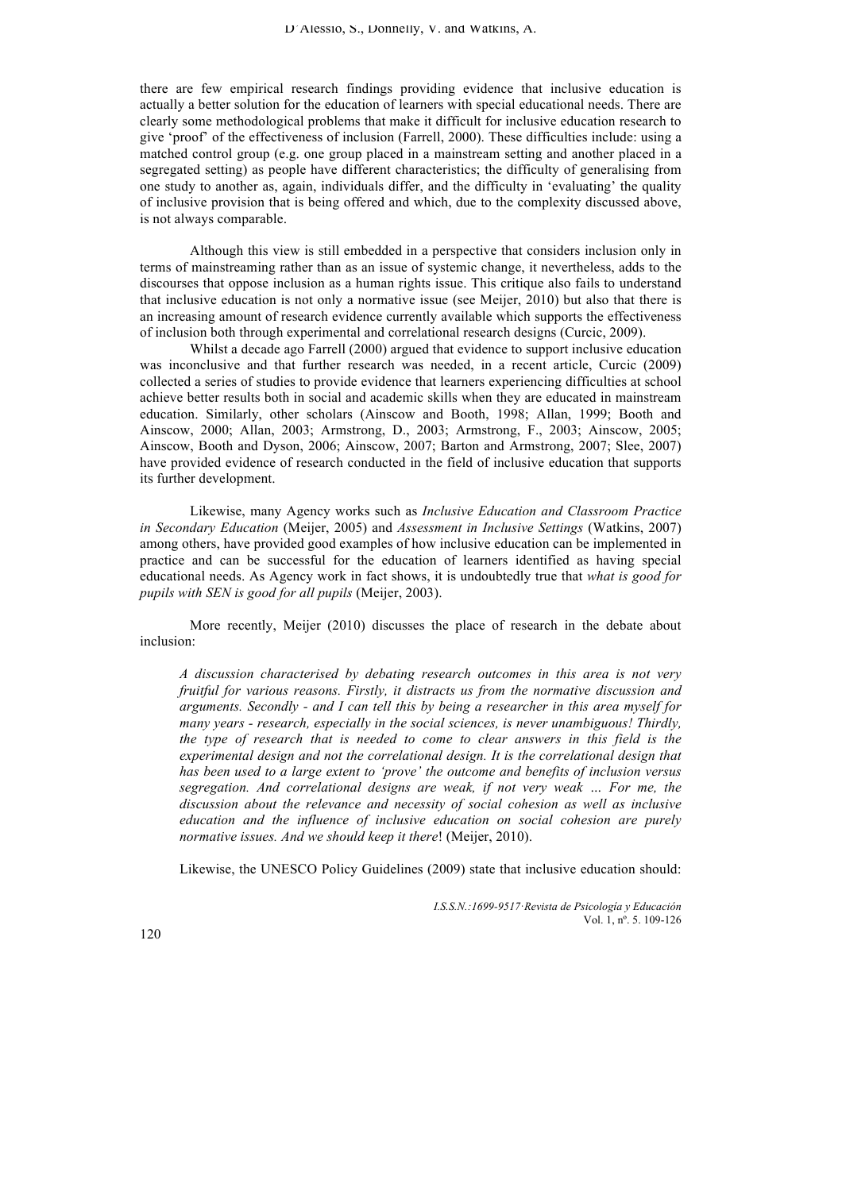there are few empirical research findings providing evidence that inclusive education is actually a better solution for the education of learners with special educational needs. There are clearly some methodological problems that make it difficult for inclusive education research to give 'proof' of the effectiveness of inclusion (Farrell, 2000). These difficulties include: using a matched control group (e.g. one group placed in a mainstream setting and another placed in a segregated setting) as people have different characteristics; the difficulty of generalising from one study to another as, again, individuals differ, and the difficulty in 'evaluating' the quality of inclusive provision that is being offered and which, due to the complexity discussed above, is not always comparable.

Although this view is still embedded in a perspective that considers inclusion only in terms of mainstreaming rather than as an issue of systemic change, it nevertheless, adds to the discourses that oppose inclusion as a human rights issue. This critique also fails to understand that inclusive education is not only a normative issue (see Meijer, 2010) but also that there is an increasing amount of research evidence currently available which supports the effectiveness of inclusion both through experimental and correlational research designs (Curcic, 2009).

Whilst a decade ago Farrell (2000) argued that evidence to support inclusive education was inconclusive and that further research was needed, in a recent article, Curcic (2009) collected a series of studies to provide evidence that learners experiencing difficulties at school achieve better results both in social and academic skills when they are educated in mainstream education. Similarly, other scholars (Ainscow and Booth, 1998; Allan, 1999; Booth and Ainscow, 2000; Allan, 2003; Armstrong, D., 2003; Armstrong, F., 2003; Ainscow, 2005; Ainscow, Booth and Dyson, 2006; Ainscow, 2007; Barton and Armstrong, 2007; Slee, 2007) have provided evidence of research conducted in the field of inclusive education that supports its further development.

Likewise, many Agency works such as *Inclusive Education and Classroom Practice in Secondary Education* (Meijer, 2005) and *Assessment in Inclusive Settings* (Watkins, 2007) among others, have provided good examples of how inclusive education can be implemented in practice and can be successful for the education of learners identified as having special educational needs. As Agency work in fact shows, it is undoubtedly true that *what is good for pupils with SEN is good for all pupils* (Meijer, 2003).

More recently, Meijer (2010) discusses the place of research in the debate about inclusion:

> *A discussion characterised by debating research outcomes in this area is not very fruitful for various reasons. Firstly, it distracts us from the normative discussion and arguments. Secondly - and I can tell this by being a researcher in this area myself for many years - research, especially in the social sciences, is never unambiguous! Thirdly, the type of research that is needed to come to clear answers in this field is the experimental design and not the correlational design. It is the correlational design that has been used to a large extent to 'prove' the outcome and benefits of inclusion versus segregation. And correlational designs are weak, if not very weak … For me, the discussion about the relevance and necessity of social cohesion as well as inclusive education and the influence of inclusive education on social cohesion are purely normative issues. And we should keep it there*! (Meijer, 2010).

Likewise, the UNESCO Policy Guidelines (2009) state that inclusive education should: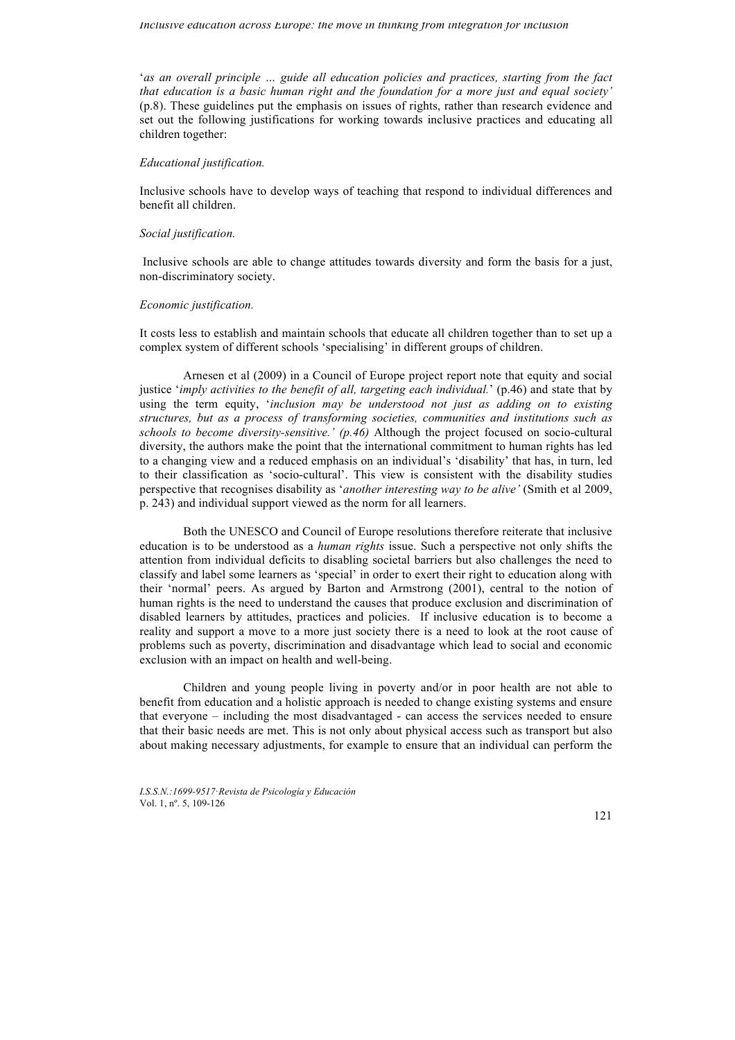'*as an overall principle … guide all education policies and practices, starting from the fact that education is a basic human right and the foundation for a more just and equal society'* (p.8). These guidelines put the emphasis on issues of rights, rather than research evidence and set out the following justifications for working towards inclusive practices and educating all children together:

*Educational justification.*

Inclusive schools have to develop ways of teaching that respond to individual differences and benefit all children.

*Social justification.*

Inclusive schools are able to change attitudes towards diversity and form the basis for a just, non-discriminatory society.

*Economic justification.*

It costs less to establish and maintain schools that educate all children together than to set up a complex system of different schools 'specialising' in different groups of children.

Arnesen et al (2009) in a Council of Europe project report note that equity and social justice '*imply activities to the benefit of all, targeting each individual.*' (p.46) and state that by using the term equity, '*inclusion may be understood not just as adding on to existing structures, but as a process of transforming societies, communities and institutions such as schools to become diversity-sensitive.' (p.46)* Although the project focused on socio-cultural diversity, the authors make the point that the international commitment to human rights has led to a changing view and a reduced emphasis on an individual's 'disability' that has, in turn, led to their classification as 'socio-cultural'. This view is consistent with the disability studies perspective that recognises disability as '*another interesting way to be alive'* (Smith et al 2009, p. 243) and individual support viewed as the norm for all learners.

Both the UNESCO and Council of Europe resolutions therefore reiterate that inclusive education is to be understood as a *human rights* issue. Such a perspective not only shifts the attention from individual deficits to disabling societal barriers but also challenges the need to classify and label some learners as 'special' in order to exert their right to education along with their 'normal' peers. As argued by Barton and Armstrong (2001), central to the notion of human rights is the need to understand the causes that produce exclusion and discrimination of disabled learners by attitudes, practices and policies. If inclusive education is to become a reality and support a move to a more just society there is a need to look at the root cause of problems such as poverty, discrimination and disadvantage which lead to social and economic exclusion with an impact on health and well-being.

Children and young people living in poverty and/or in poor health are not able to benefit from education and a holistic approach is needed to change existing systems and ensure that everyone – including the most disadvantaged - can access the services needed to ensure that their basic needs are met. This is not only about physical access such as transport but also about making necessary adjustments, for example to ensure that an individual can perform the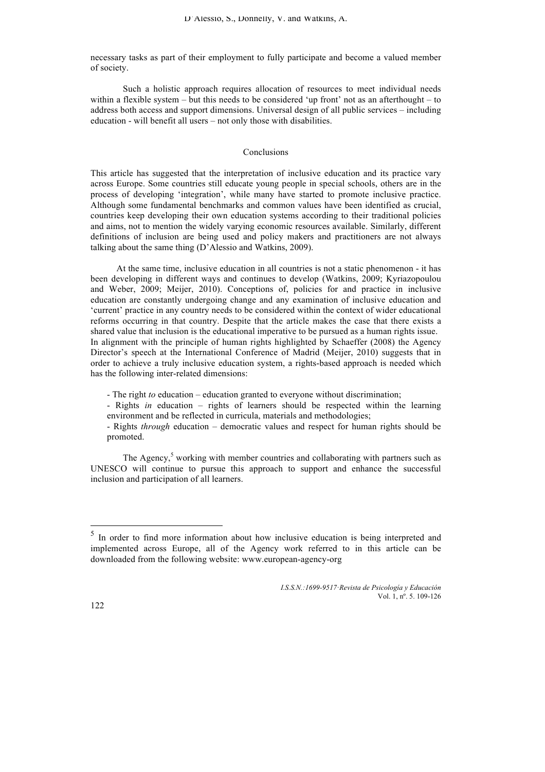necessary tasks as part of their employment to fully participate and become a valued member of society.

Such a holistic approach requires allocation of resources to meet individual needs within a flexible system – but this needs to be considered 'up front' not as an afterthought – to address both access and support dimensions. Universal design of all public services – including education - will benefit all users – not only those with disabilities.

## Conclusions

This article has suggested that the interpretation of inclusive education and its practice vary across Europe. Some countries still educate young people in special schools, others are in the process of developing 'integration', while many have started to promote inclusive practice. Although some fundamental benchmarks and common values have been identified as crucial, countries keep developing their own education systems according to their traditional policies and aims, not to mention the widely varying economic resources available. Similarly, different definitions of inclusion are being used and policy makers and practitioners are not always talking about the same thing (D'Alessio and Watkins, 2009).

At the same time, inclusive education in all countries is not a static phenomenon - it has been developing in different ways and continues to develop (Watkins, 2009; Kyriazopoulou and Weber, 2009; Meijer, 2010). Conceptions of, policies for and practice in inclusive education are constantly undergoing change and any examination of inclusive education and 'current' practice in any country needs to be considered within the context of wider educational reforms occurring in that country. Despite that the article makes the case that there exists a shared value that inclusion is the educational imperative to be pursued as a human rights issue. In alignment with the principle of human rights highlighted by Schaeffer (2008) the Agency Director's speech at the International Conference of Madrid (Meijer, 2010) suggests that in order to achieve a truly inclusive education system, a rights-based approach is needed which has the following inter-related dimensions:

- The right *to* education – education granted to everyone without discrimination;
- Rights *in* education – rights of learners should be respected within the learning environment and be reflected in curricula, materials and methodologies;
- Rights *through* education – democratic values and respect for human rights should be promoted.

The Agency,[5] working with member countries and collaborating with partners such as UNESCO will continue to pursue this approach to support and enhance the successful inclusion and participation of all learners.

---

[5] In order to find more information about how inclusive education is being interpreted and implemented across Europe, all of the Agency work referred to in this article can be downloaded from the following website: www.european-agency-org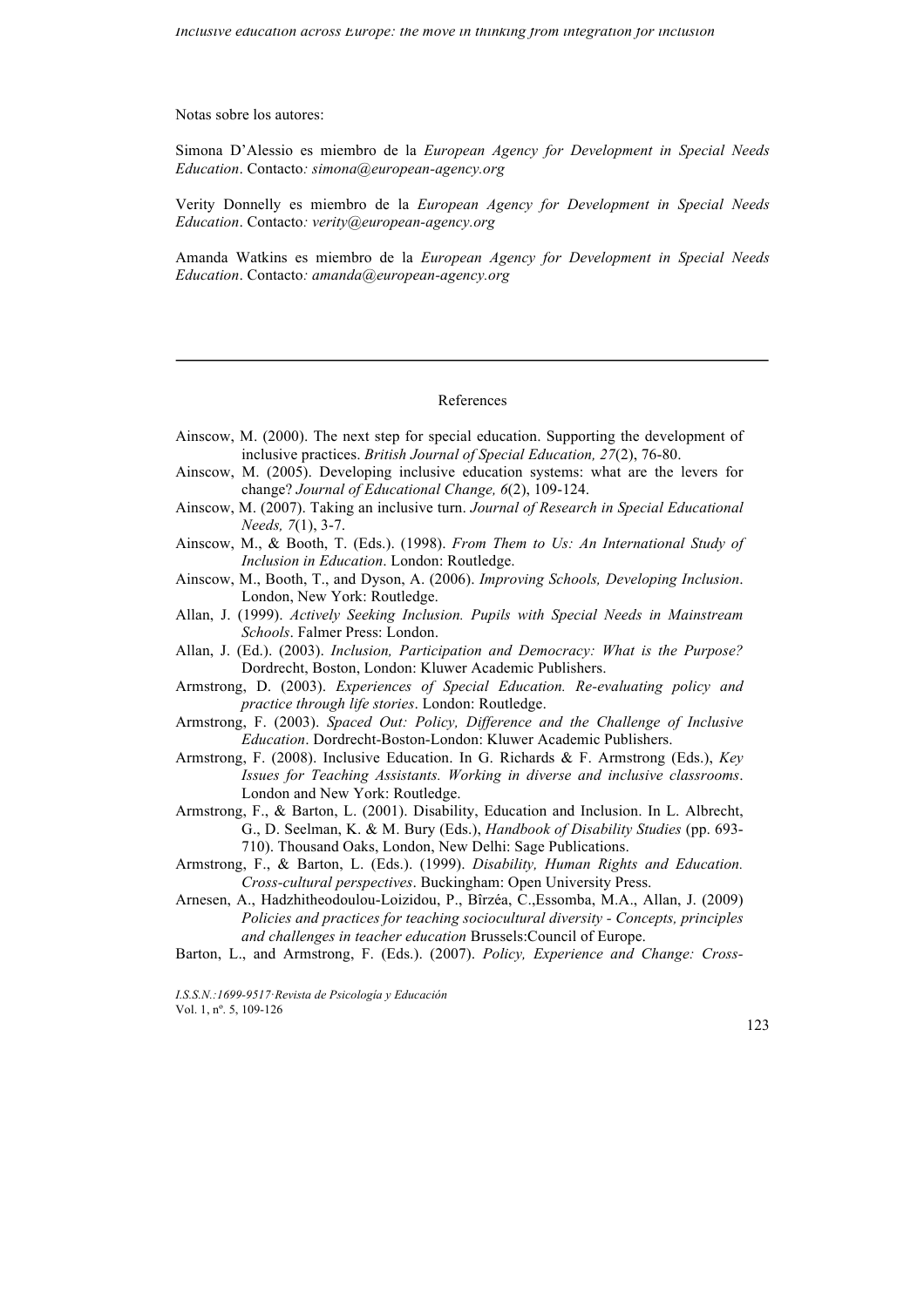Notas sobre los autores:

Simona D'Alessio es miembro de la *European Agency for Development in Special Needs Education*. Contacto*: simona@european-agency.org*

Verity Donnelly es miembro de la *European Agency for Development in Special Needs Education*. Contacto*: verity@european-agency.org*

Amanda Watkins es miembro de la *European Agency for Development in Special Needs Education*. Contacto*: amanda@european-agency.org*

---

## References

Ainscow, M. (2000). The next step for special education. Supporting the development of inclusive practices. *British Journal of Special Education, 27*(2), 76-80.

Ainscow, M. (2005). Developing inclusive education systems: what are the levers for change? *Journal of Educational Change, 6*(2), 109-124.

Ainscow, M. (2007). Taking an inclusive turn. *Journal of Research in Special Educational Needs, 7*(1), 3-7.

Ainscow, M., & Booth, T. (Eds.). (1998). *From Them to Us: An International Study of Inclusion in Education*. London: Routledge.

Ainscow, M., Booth, T., and Dyson, A. (2006). *Improving Schools, Developing Inclusion*. London, New York: Routledge.

Allan, J. (1999). *Actively Seeking Inclusion. Pupils with Special Needs in Mainstream Schools*. Falmer Press: London.

Allan, J. (Ed.). (2003). *Inclusion, Participation and Democracy: What is the Purpose?* Dordrecht, Boston, London: Kluwer Academic Publishers.

Armstrong, D. (2003). *Experiences of Special Education. Re-evaluating policy and practice through life stories*. London: Routledge.

Armstrong, F. (2003). *Spaced Out: Policy, Difference and the Challenge of Inclusive Education*. Dordrecht-Boston-London: Kluwer Academic Publishers.

Armstrong, F. (2008). Inclusive Education. In G. Richards & F. Armstrong (Eds.), *Key Issues for Teaching Assistants. Working in diverse and inclusive classrooms*. London and New York: Routledge.

Armstrong, F., & Barton, L. (2001). Disability, Education and Inclusion. In L. Albrecht, G., D. Seelman, K. & M. Bury (Eds.), *Handbook of Disability Studies* (pp. 693-710). Thousand Oaks, London, New Delhi: Sage Publications.

Armstrong, F., & Barton, L. (Eds.). (1999). *Disability, Human Rights and Education. Cross-cultural perspectives*. Buckingham: Open University Press.

Arnesen, A., Hadzhitheodoulou-Loizidou, P., Bîrzéa, C.,Essomba, M.A., Allan, J. (2009) *Policies and practices for teaching sociocultural diversity - Concepts, principles and challenges in teacher education* Brussels:Council of Europe.

Barton, L., and Armstrong, F. (Eds.). (2007). *Policy, Experience and Change: Cross-*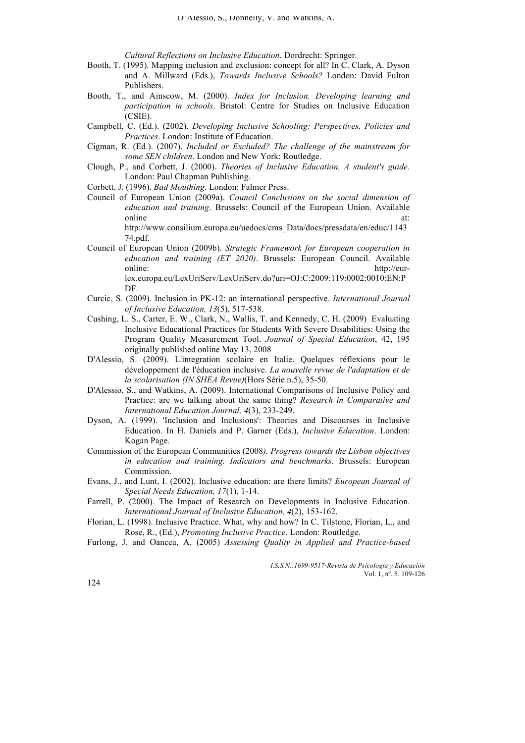*Cultural Reflections on Inclusive Education*. Dordrecht: Springer.

Booth, T. (1995). Mapping inclusion and exclusion: concept for all? In C. Clark, A. Dyson and A. Millward (Eds.), *Towards Inclusive Schools?* London: David Fulton Publishers.

Booth, T., and Ainscow, M. (2000). *Index for Inclusion. Developing learning and participation in schools*. Bristol: Centre for Studies on Inclusive Education (CSIE).

Campbell, C. (Ed.). (2002). *Developing Inclusive Schooling: Perspectives, Policies and Practices*. London: Institute of Education.

Cigman, R. (Ed.). (2007). *Included or Excluded? The challenge of the mainstream for some SEN children*. London and New York: Routledge.

Clough, P., and Corbett, J. (2000). *Theories of Inclusive Education. A student's guide*. London: Paul Chapman Publishing.

Corbett, J. (1996). *Bad Mouthing*. London: Falmer Press.

Council of European Union (2009a). *Council Conclusions on the social dimension of education and training*. Brussels: Council of the European Union. Available online at: http://www.consilium.europa.eu/uedocs/cms_Data/docs/pressdata/en/educ/114374.pdf.

Council of European Union (2009b). *Strategic Framework for European cooperation in education and training (ET 2020)*. Brussels: European Council. Available online: http://eur-lex.europa.eu/LexUriServ/LexUriServ.do?uri=OJ:C:2009:119:0002:0010:EN:PDF.

Curcic, S. (2009). Inclusion in PK-12: an international perspective. *International Journal of Inclusive Education, 13*(5), 517-538.

Cushing, L. S., Carter, E. W., Clark, N., Wallis, T. and Kennedy, C. H. (2009) Evaluating Inclusive Educational Practices for Students With Severe Disabilities: Using the Program Quality Measurement Tool. *Journal of Special Education*, 42, 195 originally published online May 13, 2008

D'Alessio, S. (2009). L'integration scolaire en Italie. Quelques réflexions pour le développement de l'éducation inclusive. *La nouvelle revue de l'adaptation et de la scolarisation (IN SHEA Revue)*(Hors Série n.5), 35-50.

D'Alessio, S., and Watkins, A. (2009). International Comparisons of Inclusive Policy and Practice: are we talking about the same thing? *Research in Comparative and International Education Journal, 4*(3), 233-249.

Dyson, A. (1999). 'Inclusion and Inclusions': Theories and Discourses in Inclusive Education. In H. Daniels and P. Garner (Eds.), *Inclusive Education*. London: Kogan Page.

Commission of the European Communities (2008*). Progress towards the Lisbon objectives in education and training. Indicators and benchmarks*. Brussels: European Commission.

Evans, J., and Lunt, I. (2002). Inclusive education: are there limits? *European Journal of Special Needs Education, 17*(1), 1-14.

Farrell, P. (2000). The Impact of Research on Developments in Inclusive Education. *International Journal of Inclusive Education, 4*(2), 153-162.

Florian, L. (1998). Inclusive Practice. What, why and how? In C. Tilstone, Florian, L., and Rose, R., (Ed.), *Promoting Inclusive Practice*. London: Routledge.

Furlong, J. and Oancea, A. (2005) *Assessing Quality in Applied and Practice-based*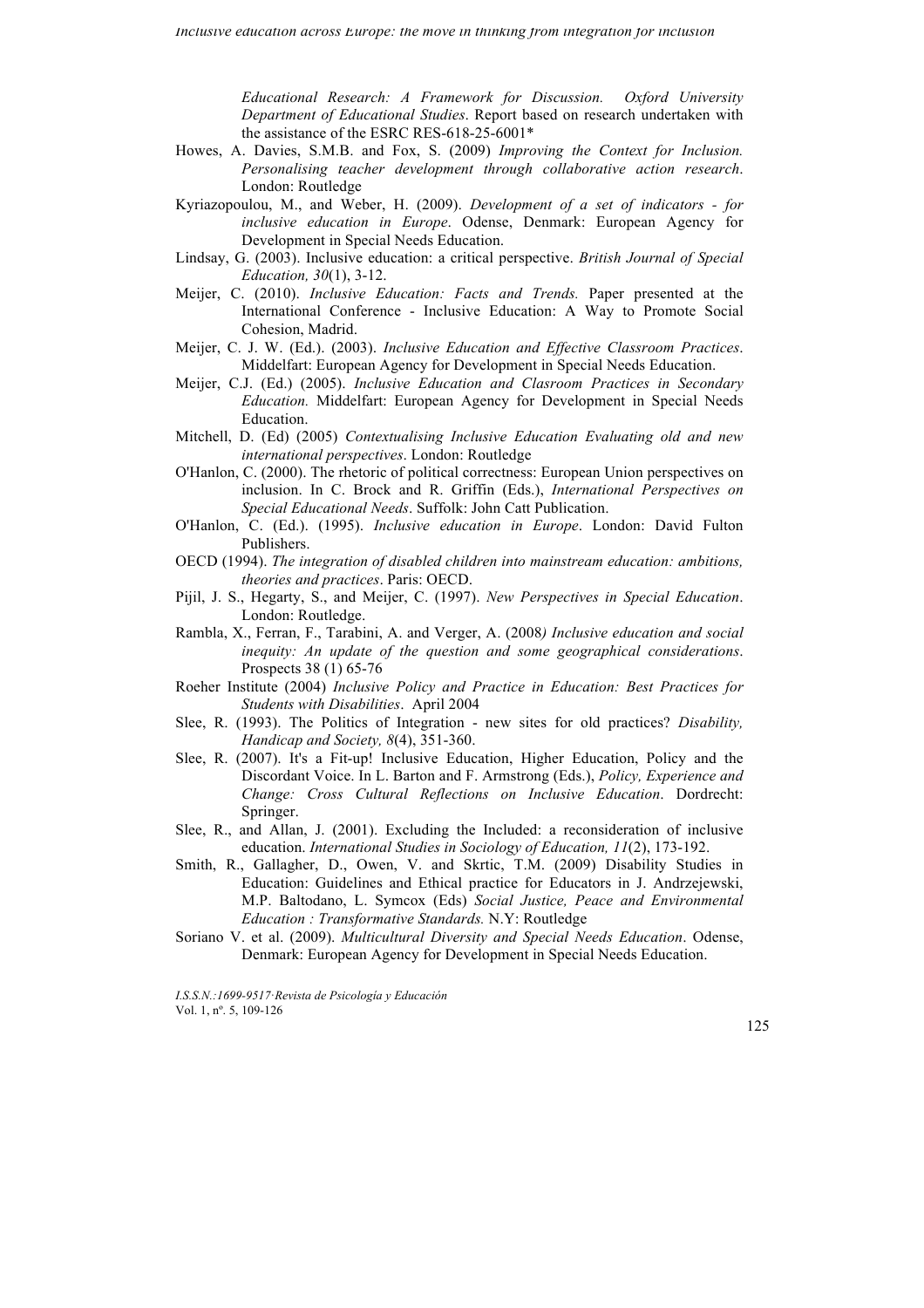*Educational Research: A Framework for Discussion. Oxford University Department of Educational Studies*. Report based on research undertaken with the assistance of the ESRC RES-618-25-6001*

Howes, A. Davies, S.M.B. and Fox, S. (2009) *Improving the Context for Inclusion. Personalising teacher development through collaborative action research*. London: Routledge

Kyriazopoulou, M., and Weber, H. (2009). *Development of a set of indicators - for inclusive education in Europe*. Odense, Denmark: European Agency for Development in Special Needs Education.

Lindsay, G. (2003). Inclusive education: a critical perspective. *British Journal of Special Education, 30*(1), 3-12.

Meijer, C. (2010). *Inclusive Education: Facts and Trends.* Paper presented at the International Conference - Inclusive Education: A Way to Promote Social Cohesion, Madrid.

Meijer, C. J. W. (Ed.). (2003). *Inclusive Education and Effective Classroom Practices*. Middelfart: European Agency for Development in Special Needs Education.

Meijer, C.J. (Ed.) (2005). *Inclusive Education and Clasroom Practices in Secondary Education.* Middelfart: European Agency for Development in Special Needs Education.

Mitchell, D. (Ed) (2005) *Contextualising Inclusive Education Evaluating old and new international perspectives*. London: Routledge

O'Hanlon, C. (2000). The rhetoric of political correctness: European Union perspectives on inclusion. In C. Brock and R. Griffin (Eds.), *International Perspectives on Special Educational Needs*. Suffolk: John Catt Publication.

O'Hanlon, C. (Ed.). (1995). *Inclusive education in Europe*. London: David Fulton Publishers.

OECD (1994). *The integration of disabled children into mainstream education: ambitions, theories and practices*. Paris: OECD.

Pijil, J. S., Hegarty, S., and Meijer, C. (1997). *New Perspectives in Special Education*. London: Routledge.

Rambla, X., Ferran, F., Tarabini, A. and Verger, A. (2008*) Inclusive education and social inequity: An update of the question and some geographical considerations*. Prospects 38 (1) 65-76

Roeher Institute (2004) *Inclusive Policy and Practice in Education: Best Practices for Students with Disabilities*. April 2004

Slee, R. (1993). The Politics of Integration - new sites for old practices? *Disability, Handicap and Society, 8*(4), 351-360.

Slee, R. (2007). It's a Fit-up! Inclusive Education, Higher Education, Policy and the Discordant Voice. In L. Barton and F. Armstrong (Eds.), *Policy, Experience and Change: Cross Cultural Reflections on Inclusive Education*. Dordrecht: Springer.

Slee, R., and Allan, J. (2001). Excluding the Included: a reconsideration of inclusive education. *International Studies in Sociology of Education, 11*(2), 173-192.

Smith, R., Gallagher, D., Owen, V. and Skrtic, T.M. (2009) Disability Studies in Education: Guidelines and Ethical practice for Educators in J. Andrzejewski, M.P. Baltodano, L. Symcox (Eds) *Social Justice, Peace and Environmental Education : Transformative Standards.* N.Y: Routledge

Soriano V. et al. (2009). *Multicultural Diversity and Special Needs Education*. Odense, Denmark: European Agency for Development in Special Needs Education.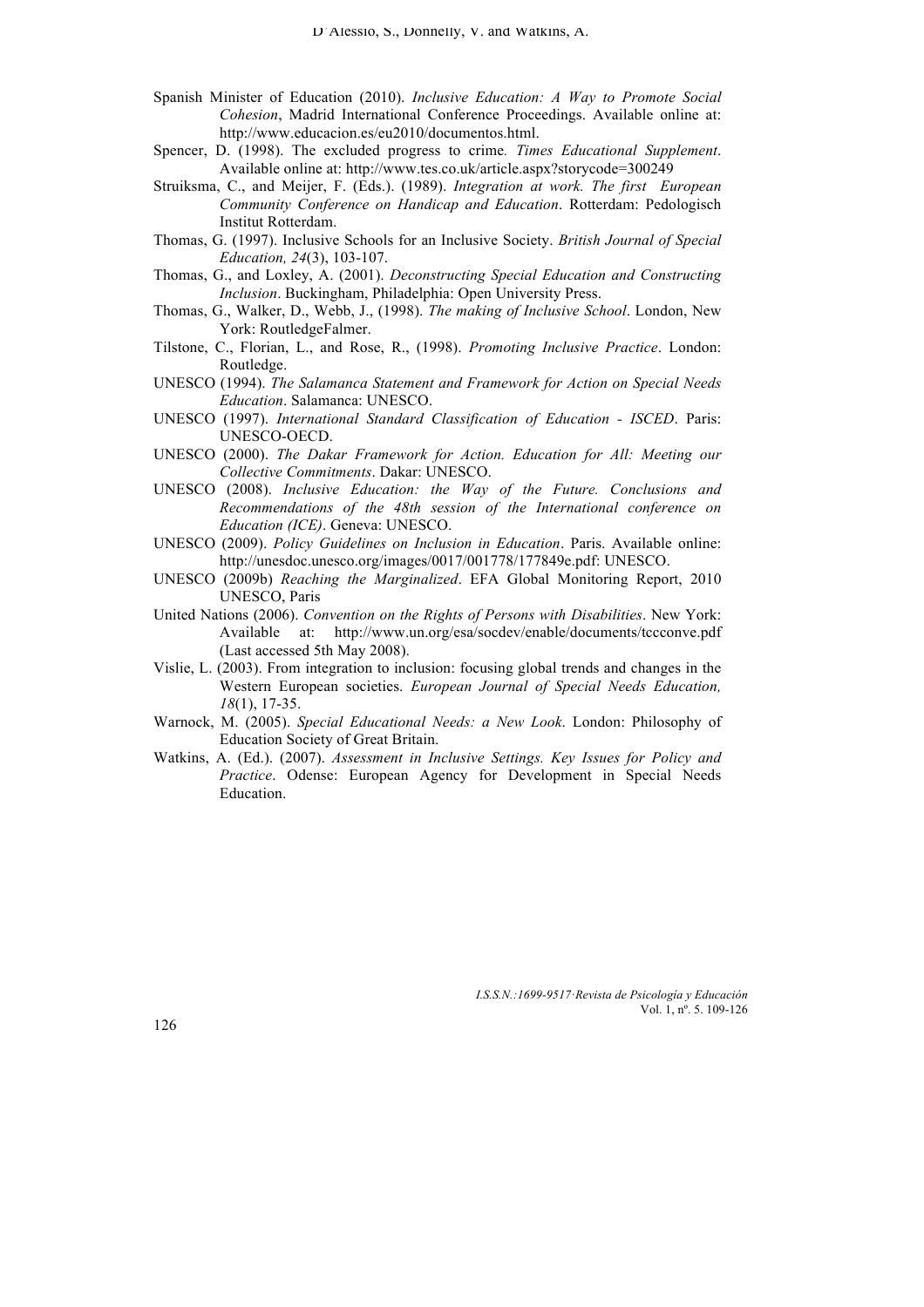Spanish Minister of Education (2010). *Inclusive Education: A Way to Promote Social Cohesion*, Madrid International Conference Proceedings. Available online at: http://www.educacion.es/eu2010/documentos.html.

Spencer, D. (1998). The excluded progress to crime*. Times Educational Supplement*. Available online at: http://www.tes.co.uk/article.aspx?storycode=300249

Struiksma, C., and Meijer, F. (Eds.). (1989). *Integration at work. The first European Community Conference on Handicap and Education*. Rotterdam: Pedologisch Institut Rotterdam.

Thomas, G. (1997). Inclusive Schools for an Inclusive Society. *British Journal of Special Education, 24*(3), 103-107.

Thomas, G., and Loxley, A. (2001). *Deconstructing Special Education and Constructing Inclusion*. Buckingham, Philadelphia: Open University Press.

Thomas, G., Walker, D., Webb, J., (1998). *The making of Inclusive School*. London, New York: RoutledgeFalmer.

Tilstone, C., Florian, L., and Rose, R., (1998). *Promoting Inclusive Practice*. London: Routledge.

UNESCO (1994). *The Salamanca Statement and Framework for Action on Special Needs Education*. Salamanca: UNESCO.

UNESCO (1997). *International Standard Classification of Education - ISCED*. Paris: UNESCO-OECD.

UNESCO (2000). *The Dakar Framework for Action. Education for All: Meeting our Collective Commitments*. Dakar: UNESCO.

UNESCO (2008). *Inclusive Education: the Way of the Future. Conclusions and Recommendations of the 48th session of the International conference on Education (ICE)*. Geneva: UNESCO.

UNESCO (2009). *Policy Guidelines on Inclusion in Education*. Paris. Available online: http://unesdoc.unesco.org/images/0017/001778/177849e.pdf: UNESCO.

UNESCO (2009b) *Reaching the Marginalized*. EFA Global Monitoring Report, 2010 UNESCO, Paris

United Nations (2006). *Convention on the Rights of Persons with Disabilities*. New York: Available at: http://www.un.org/esa/socdev/enable/documents/tccconve.pdf (Last accessed 5th May 2008).

Vislie, L. (2003). From integration to inclusion: focusing global trends and changes in the Western European societies. *European Journal of Special Needs Education, 18*(1), 17-35.

Warnock, M. (2005). *Special Educational Needs: a New Look*. London: Philosophy of Education Society of Great Britain.

Watkins, A. (Ed.). (2007). *Assessment in Inclusive Settings. Key Issues for Policy and Practice*. Odense: European Agency for Development in Special Needs Education.